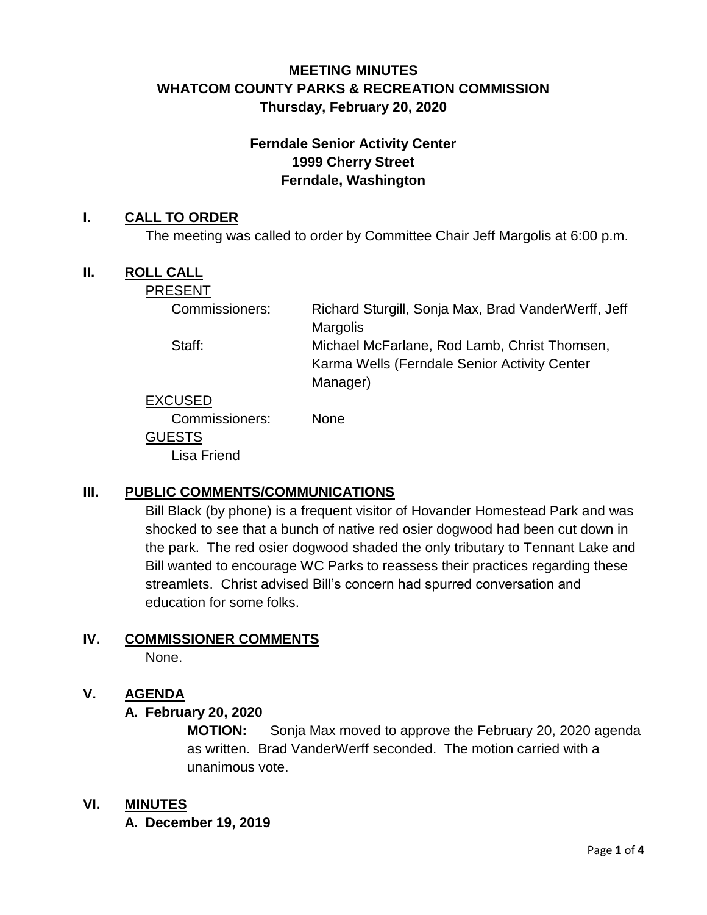# MEETING MINUTES
# WHATCOM COUNTY PARKS & RECREATION COMMISSION
## Thursday, February 20, 2020

**Ferndale Senior Activity Center**
**1999 Cherry Street**
**Ferndale, Washington**

## I. CALL TO ORDER

The meeting was called to order by Committee Chair Jeff Margolis at 6:00 p.m.

## II. ROLL CALL

PRESENT

Commissioners: Richard Sturgill, Sonja Max, Brad VanderWerff, Jeff Margolis

Staff: Michael McFarlane, Rod Lamb, Christ Thomsen, Karma Wells (Ferndale Senior Activity Center Manager)

EXCUSED

Commissioners: None

GUESTS

Lisa Friend

## III. PUBLIC COMMENTS/COMMUNICATIONS

Bill Black (by phone) is a frequent visitor of Hovander Homestead Park and was shocked to see that a bunch of native red osier dogwood had been cut down in the park. The red osier dogwood shaded the only tributary to Tennant Lake and Bill wanted to encourage WC Parks to reassess their practices regarding these streamlets. Christ advised Bill's concern had spurred conversation and education for some folks.

## IV. COMMISSIONER COMMENTS

None.

## V. AGENDA

### A. February 20, 2020

**MOTION:** Sonja Max moved to approve the February 20, 2020 agenda as written. Brad VanderWerff seconded. The motion carried with a unanimous vote.

## VI. MINUTES

### A. December 19, 2019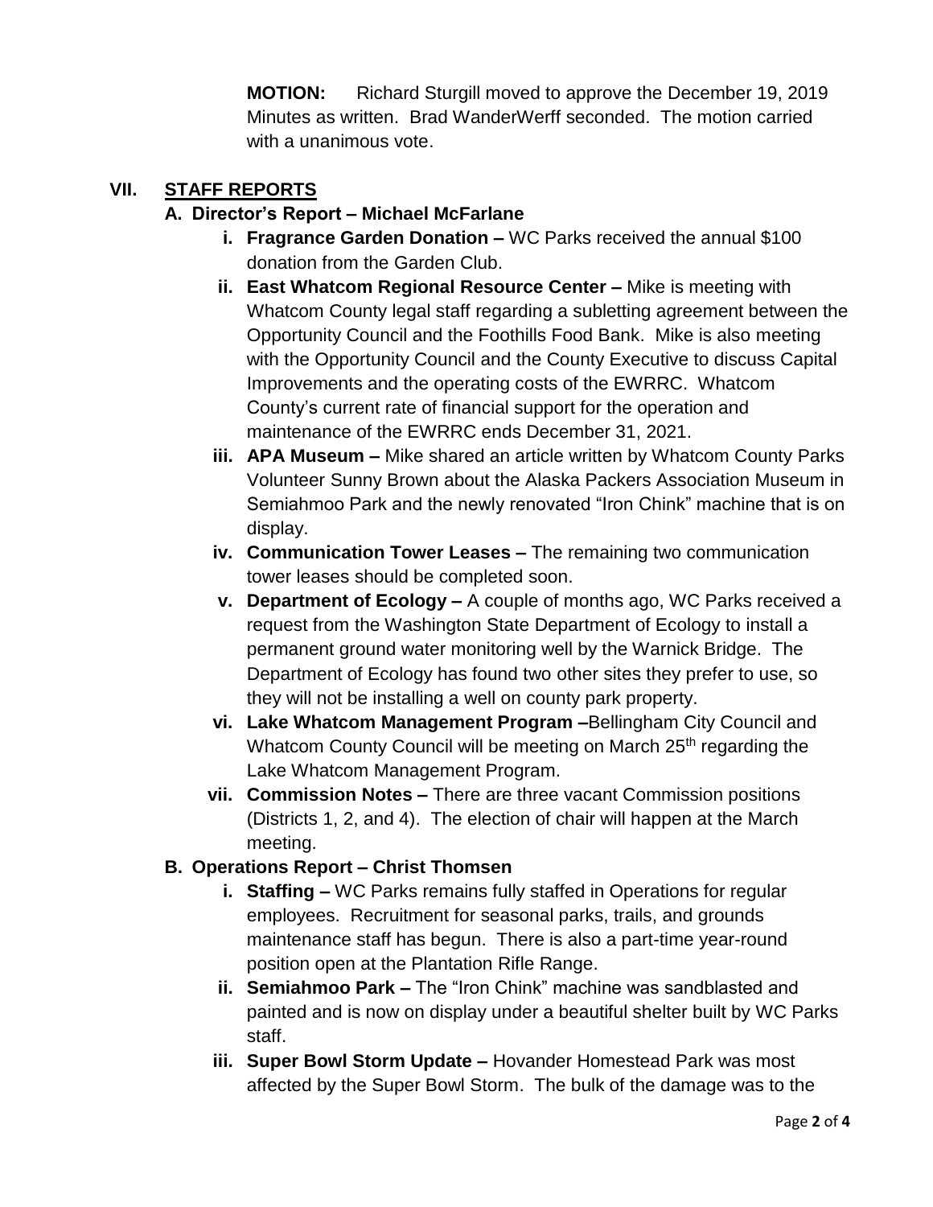**MOTION:** Richard Sturgill moved to approve the December 19, 2019 Minutes as written. Brad WanderWerff seconded. The motion carried with a unanimous vote.

## VII. STAFF REPORTS

### A. Director's Report – Michael McFarlane

- **i. Fragrance Garden Donation –** WC Parks received the annual $100 donation from the Garden Club.
- **ii. East Whatcom Regional Resource Center –** Mike is meeting with Whatcom County legal staff regarding a subletting agreement between the Opportunity Council and the Foothills Food Bank. Mike is also meeting with the Opportunity Council and the County Executive to discuss Capital Improvements and the operating costs of the EWRRC. Whatcom County's current rate of financial support for the operation and maintenance of the EWRRC ends December 31, 2021.
- **iii. APA Museum –** Mike shared an article written by Whatcom County Parks Volunteer Sunny Brown about the Alaska Packers Association Museum in Semiahmoo Park and the newly renovated "Iron Chink" machine that is on display.
- **iv. Communication Tower Leases –** The remaining two communication tower leases should be completed soon.
- **v. Department of Ecology –** A couple of months ago, WC Parks received a request from the Washington State Department of Ecology to install a permanent ground water monitoring well by the Warnick Bridge. The Department of Ecology has found two other sites they prefer to use, so they will not be installing a well on county park property.
- **vi. Lake Whatcom Management Program –** Bellingham City Council and Whatcom County Council will be meeting on March 25th regarding the Lake Whatcom Management Program.
- **vii. Commission Notes –** There are three vacant Commission positions (Districts 1, 2, and 4). The election of chair will happen at the March meeting.

### B. Operations Report – Christ Thomsen

- **i. Staffing –** WC Parks remains fully staffed in Operations for regular employees. Recruitment for seasonal parks, trails, and grounds maintenance staff has begun. There is also a part-time year-round position open at the Plantation Rifle Range.
- **ii. Semiahmoo Park –** The "Iron Chink" machine was sandblasted and painted and is now on display under a beautiful shelter built by WC Parks staff.
- **iii. Super Bowl Storm Update –** Hovander Homestead Park was most affected by the Super Bowl Storm. The bulk of the damage was to the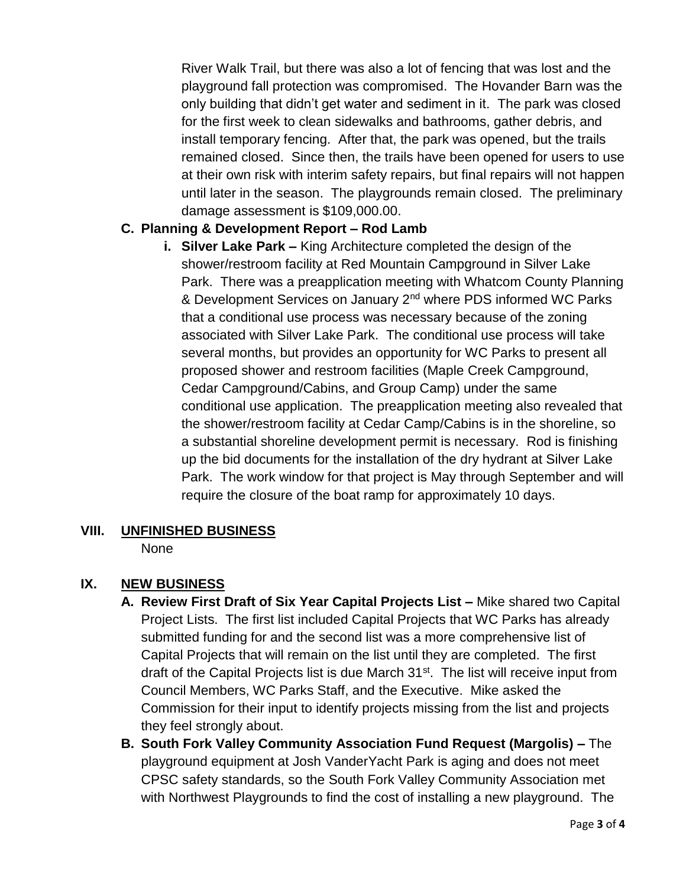River Walk Trail, but there was also a lot of fencing that was lost and the playground fall protection was compromised. The Hovander Barn was the only building that didn't get water and sediment in it. The park was closed for the first week to clean sidewalks and bathrooms, gather debris, and install temporary fencing. After that, the park was opened, but the trails remained closed. Since then, the trails have been opened for users to use at their own risk with interim safety repairs, but final repairs will not happen until later in the season. The playgrounds remain closed. The preliminary damage assessment is $109,000.00.

**C. Planning & Development Report – Rod Lamb**

**i. Silver Lake Park –** King Architecture completed the design of the shower/restroom facility at Red Mountain Campground in Silver Lake Park. There was a preapplication meeting with Whatcom County Planning & Development Services on January 2nd where PDS informed WC Parks that a conditional use process was necessary because of the zoning associated with Silver Lake Park. The conditional use process will take several months, but provides an opportunity for WC Parks to present all proposed shower and restroom facilities (Maple Creek Campground, Cedar Campground/Cabins, and Group Camp) under the same conditional use application. The preapplication meeting also revealed that the shower/restroom facility at Cedar Camp/Cabins is in the shoreline, so a substantial shoreline development permit is necessary. Rod is finishing up the bid documents for the installation of the dry hydrant at Silver Lake Park. The work window for that project is May through September and will require the closure of the boat ramp for approximately 10 days.

## VIII. UNFINISHED BUSINESS

None

## IX. NEW BUSINESS

**A. Review First Draft of Six Year Capital Projects List –** Mike shared two Capital Project Lists. The first list included Capital Projects that WC Parks has already submitted funding for and the second list was a more comprehensive list of Capital Projects that will remain on the list until they are completed. The first draft of the Capital Projects list is due March 31st. The list will receive input from Council Members, WC Parks Staff, and the Executive. Mike asked the Commission for their input to identify projects missing from the list and projects they feel strongly about.

**B. South Fork Valley Community Association Fund Request (Margolis) –** The playground equipment at Josh VanderYacht Park is aging and does not meet CPSC safety standards, so the South Fork Valley Community Association met with Northwest Playgrounds to find the cost of installing a new playground. The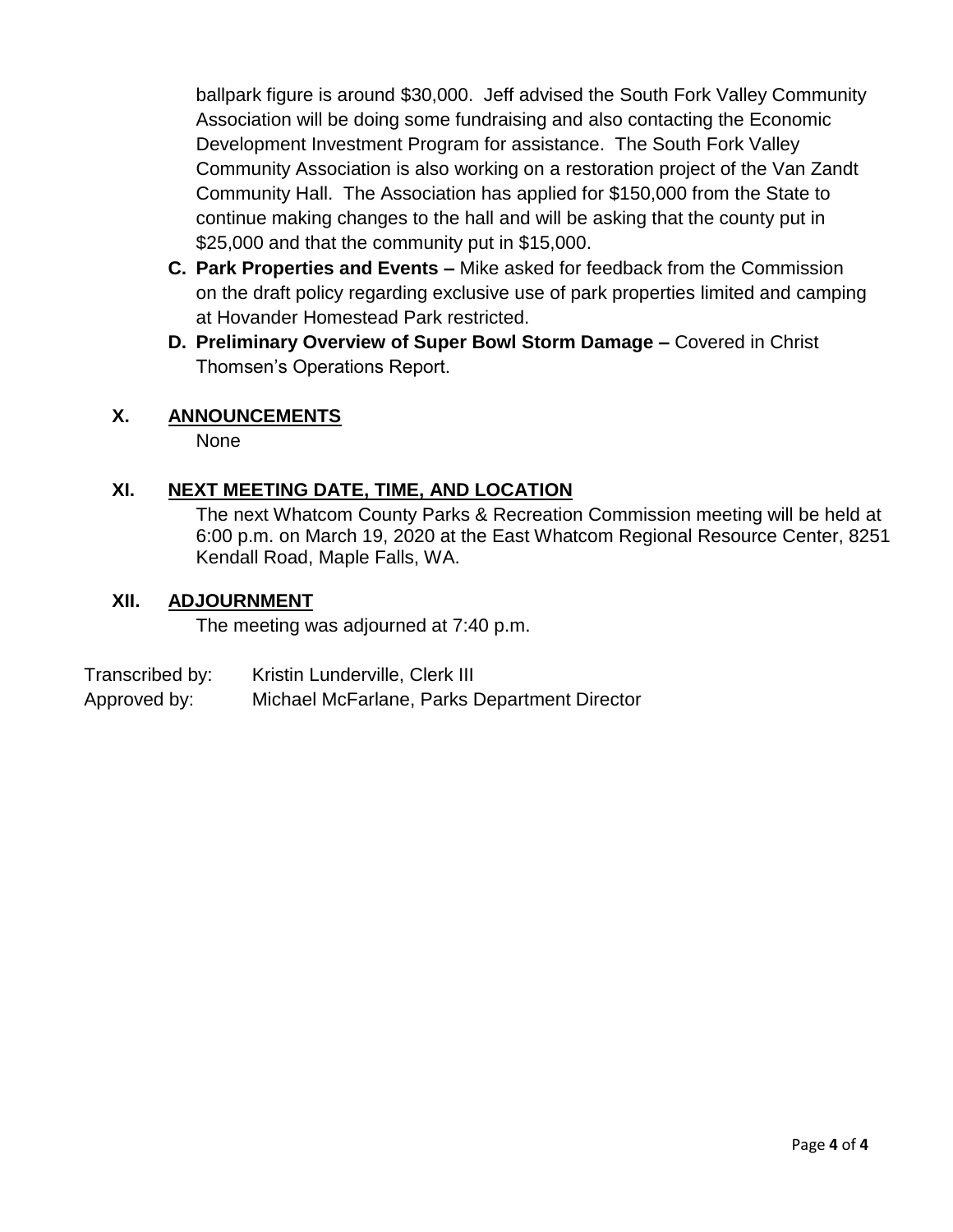ballpark figure is around $30,000. Jeff advised the South Fork Valley Community Association will be doing some fundraising and also contacting the Economic Development Investment Program for assistance. The South Fork Valley Community Association is also working on a restoration project of the Van Zandt Community Hall. The Association has applied for $150,000 from the State to continue making changes to the hall and will be asking that the county put in $25,000 and that the community put in $15,000.

C. **Park Properties and Events –** Mike asked for feedback from the Commission on the draft policy regarding exclusive use of park properties limited and camping at Hovander Homestead Park restricted.

D. **Preliminary Overview of Super Bowl Storm Damage –** Covered in Christ Thomsen's Operations Report.

## X. ANNOUNCEMENTS

None

## XI. NEXT MEETING DATE, TIME, AND LOCATION

The next Whatcom County Parks & Recreation Commission meeting will be held at 6:00 p.m. on March 19, 2020 at the East Whatcom Regional Resource Center, 8251 Kendall Road, Maple Falls, WA.

## XII. ADJOURNMENT

The meeting was adjourned at 7:40 p.m.

Transcribed by: Kristin Lunderville, Clerk III
Approved by: Michael McFarlane, Parks Department Director